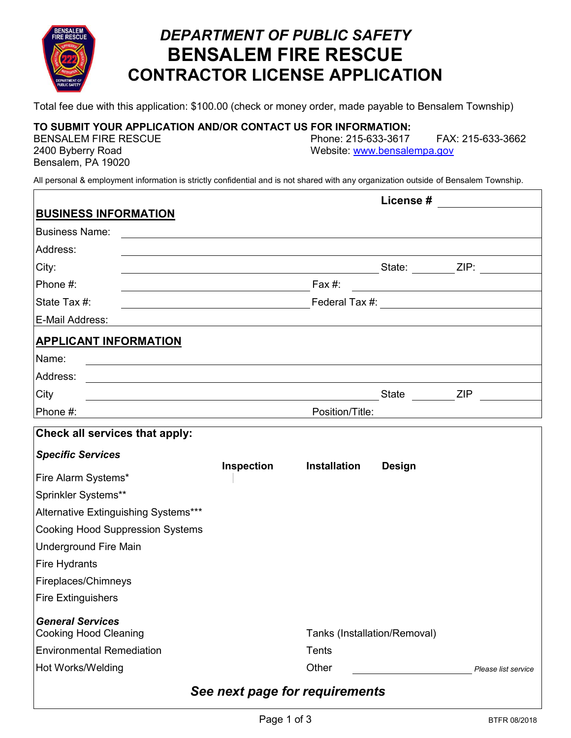# DEPARTMENT OF PUBLIC SAFETY
# BENSALEM FIRE RESCUE
# CONTRACTOR LICENSE APPLICATION

Total fee due with this application: $100.00 (check or money order, made payable to Bensalem Township)

**TO SUBMIT YOUR APPLICATION AND/OR CONTACT US FOR INFORMATION:**

BENSALEM FIRE RESCUE
2400 Byberry Road
Bensalem, PA 19020

Phone: 215-633-3617 FAX: 215-633-3662
Website: www.bensalempa.gov

All personal & employment information is strictly confidential and is not shared with any organization outside of Bensalem Township.

**License #** ____________

## BUSINESS INFORMATION

Business Name: ____________

Address: ____________

City: ____________ State: ______ ZIP: ______

Phone #: ____________ Fax #: ____________

State Tax #: ____________ Federal Tax #: ____________

E-Mail Address: ____________

## APPLICANT INFORMATION

Name: ____________

Address: ____________

City ____________ State ______ ZIP ______

Phone #: ____________ Position/Title: ____________

**Check all services that apply:**

***Specific Services***

| | Inspection | Installation | Design |
|---|---|---|---|
| Fire Alarm Systems* | | | |
| Sprinkler Systems** | | | |
| Alternative Extinguishing Systems*** | | | |
| Cooking Hood Suppression Systems | | | |
| Underground Fire Main | | | |
| Fire Hydrants | | | |
| Fireplaces/Chimneys | | | |
| Fire Extinguishers | | | |

***General Services***

- Cooking Hood Cleaning
- Environmental Remediation
- Hot Works/Welding
- Tanks (Installation/Removal)
- Tents
- Other ____________ *Please list service*

***See next page for requirements***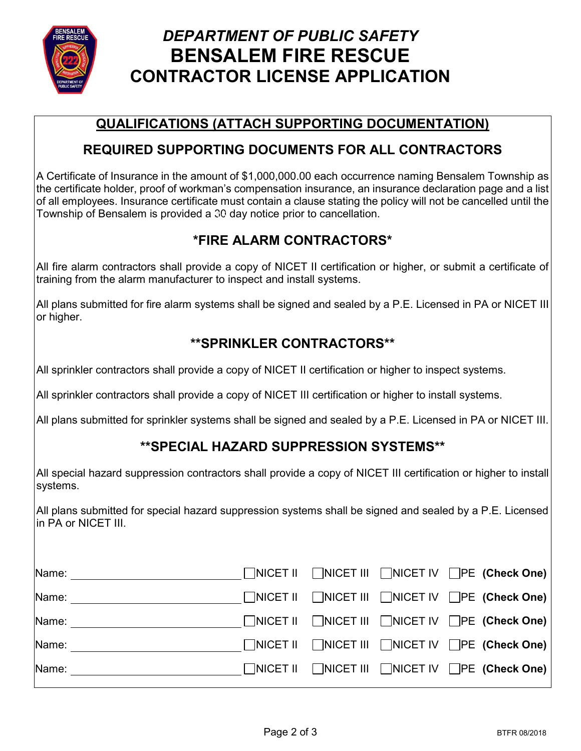# *DEPARTMENT OF PUBLIC SAFETY*
# BENSALEM FIRE RESCUE
# CONTRACTOR LICENSE APPLICATION

## QUALIFICATIONS (ATTACH SUPPORTING DOCUMENTATION)

### REQUIRED SUPPORTING DOCUMENTS FOR ALL CONTRACTORS

A Certificate of Insurance in the amount of $1,000,000.00 each occurrence naming Bensalem Township as the certificate holder, proof of workman's compensation insurance, an insurance declaration page and a list of all employees. Insurance certificate must contain a clause stating the policy will not be cancelled until the Township of Bensalem is provided a 30 day notice prior to cancellation.

### *FIRE ALARM CONTRACTORS*

All fire alarm contractors shall provide a copy of NICET II certification or higher, or submit a certificate of training from the alarm manufacturer to inspect and install systems.

All plans submitted for fire alarm systems shall be signed and sealed by a P.E. Licensed in PA or NICET III or higher.

### **SPRINKLER CONTRACTORS**

All sprinkler contractors shall provide a copy of NICET II certification or higher to inspect systems.

All sprinkler contractors shall provide a copy of NICET III certification or higher to install systems.

All plans submitted for sprinkler systems shall be signed and sealed by a P.E. Licensed in PA or NICET III.

### **SPECIAL HAZARD SUPPRESSION SYSTEMS**

All special hazard suppression contractors shall provide a copy of NICET III certification or higher to install systems.

All plans submitted for special hazard suppression systems shall be signed and sealed by a P.E. Licensed in PA or NICET III.

Name: ______________________ ☐NICET II ☐NICET III ☐NICET IV ☐PE **(Check One)**

Name: ______________________ ☐NICET II ☐NICET III ☐NICET IV ☐PE **(Check One)**

Name: ______________________ ☐NICET II ☐NICET III ☐NICET IV ☐PE **(Check One)**

Name: ______________________ ☐NICET II ☐NICET III ☐NICET IV ☐PE **(Check One)**

Name: ______________________ ☐NICET II ☐NICET III ☐NICET IV ☐PE **(Check One)**

BTFR 08/2018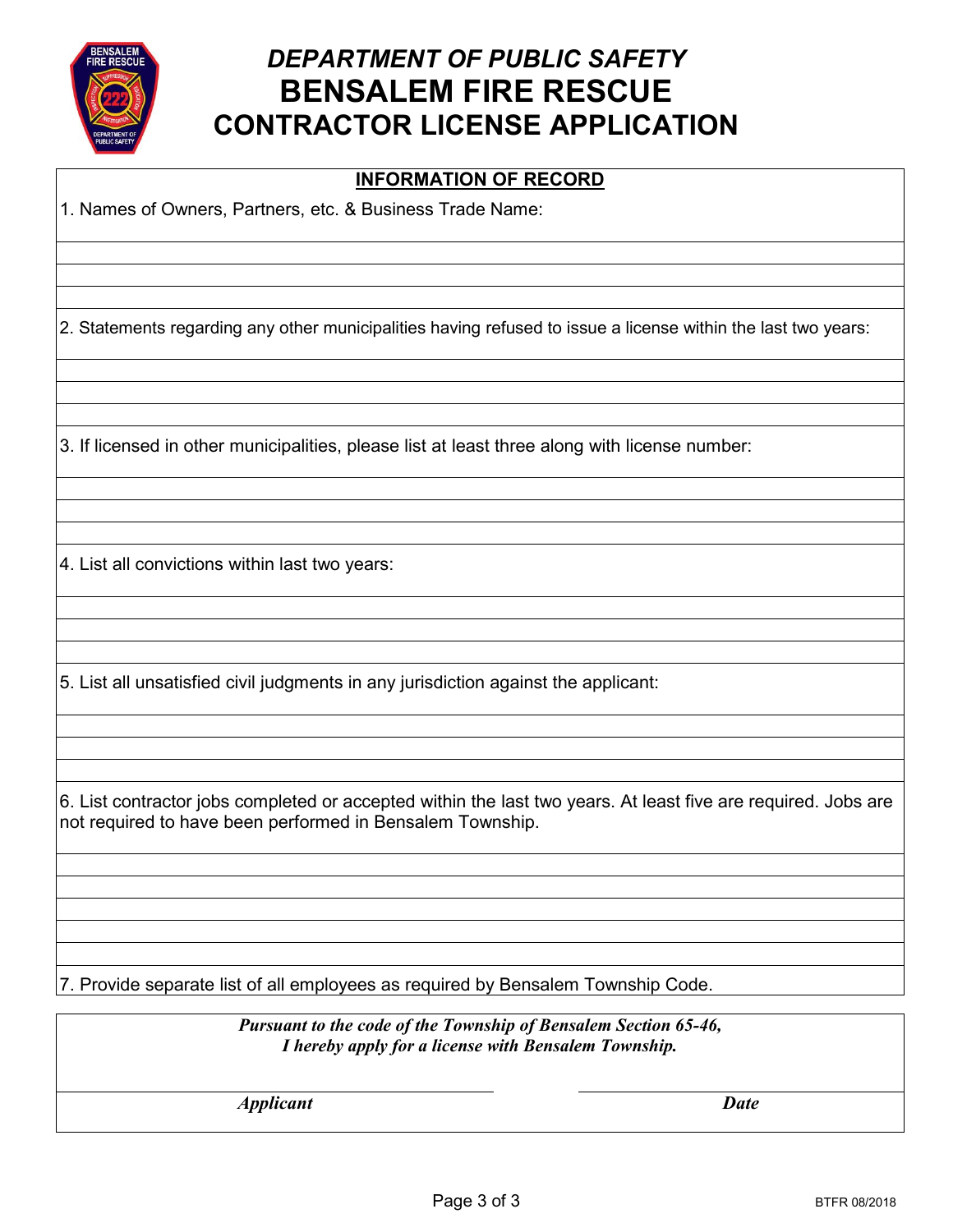# *DEPARTMENT OF PUBLIC SAFETY*
# BENSALEM FIRE RESCUE
# CONTRACTOR LICENSE APPLICATION

## INFORMATION OF RECORD

1. Names of Owners, Partners, etc. & Business Trade Name:

2. Statements regarding any other municipalities having refused to issue a license within the last two years:

3. If licensed in other municipalities, please list at least three along with license number:

4. List all convictions within last two years:

5. List all unsatisfied civil judgments in any jurisdiction against the applicant:

6. List contractor jobs completed or accepted within the last two years. At least five are required. Jobs are not required to have been performed in Bensalem Township.

7. Provide separate list of all employees as required by Bensalem Township Code.

***Pursuant to the code of the Township of Bensalem Section 65-46,***
***I hereby apply for a license with Bensalem Township.***

***Applicant*** ______________________ ***Date*** ______________________

BTFR 08/2018